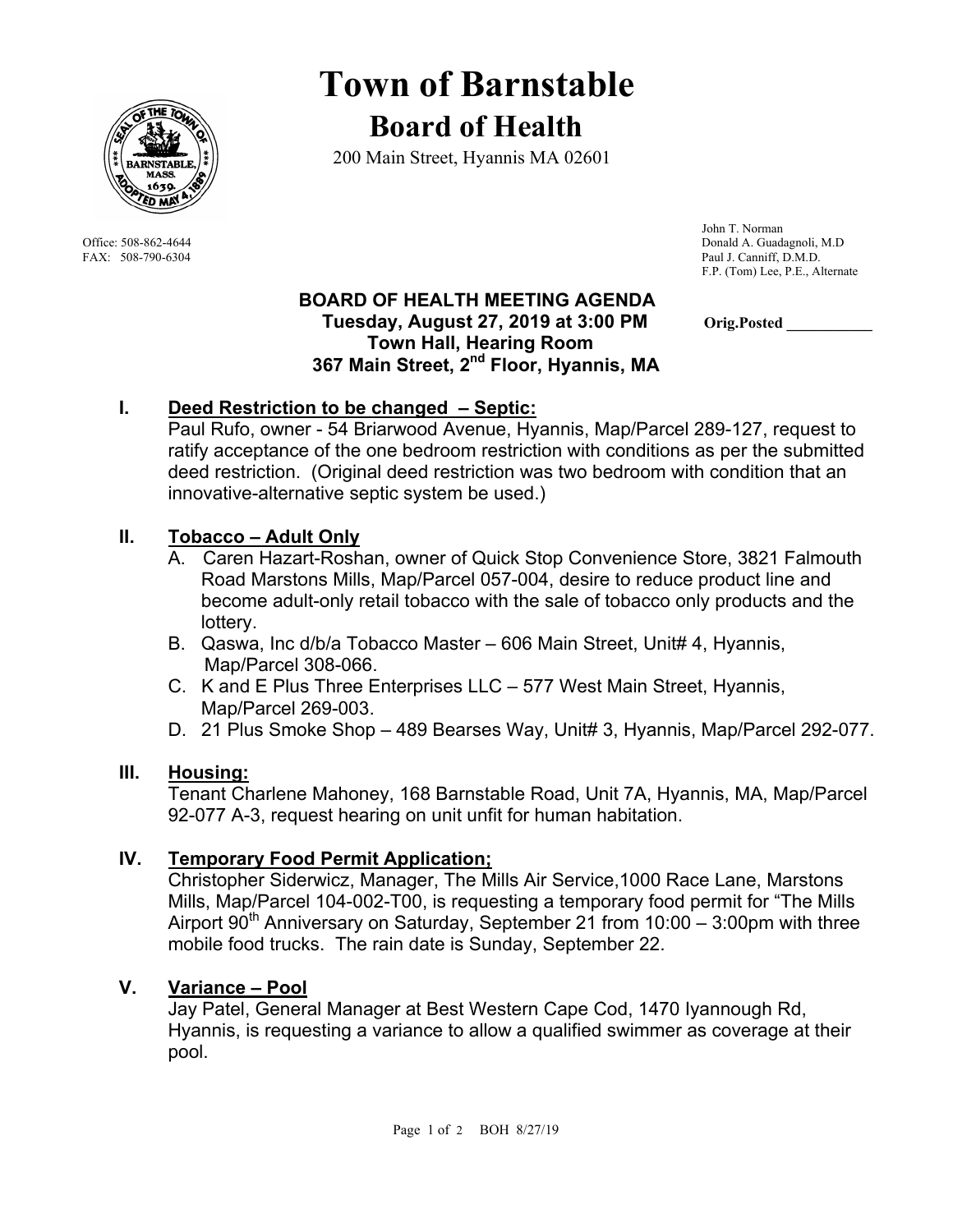# Town of Barnstable

## Board of Health

200 Main Street, Hyannis MA 02601

Office: 508-862-4644
FAX: 508-790-6304

John T. Norman
Donald A. Guadagnoli, M.D
Paul J. Canniff, D.M.D.
F.P. (Tom) Lee, P.E., Alternate

**BOARD OF HEALTH MEETING AGENDA**
**Tuesday, August 27, 2019 at 3:00 PM**
**Town Hall, Hearing Room**
**367 Main Street, 2nd Floor, Hyannis, MA**

**Orig.Posted \_\_\_\_\_\_\_\_\_\_**

## I. Deed Restriction to be changed – Septic:

Paul Rufo, owner - 54 Briarwood Avenue, Hyannis, Map/Parcel 289-127, request to ratify acceptance of the one bedroom restriction with conditions as per the submitted deed restriction. (Original deed restriction was two bedroom with condition that an innovative-alternative septic system be used.)

## II. Tobacco – Adult Only

A. Caren Hazart-Roshan, owner of Quick Stop Convenience Store, 3821 Falmouth Road Marstons Mills, Map/Parcel 057-004, desire to reduce product line and become adult-only retail tobacco with the sale of tobacco only products and the lottery.
B. Qaswa, Inc d/b/a Tobacco Master – 606 Main Street, Unit# 4, Hyannis, Map/Parcel 308-066.
C. K and E Plus Three Enterprises LLC – 577 West Main Street, Hyannis, Map/Parcel 269-003.
D. 21 Plus Smoke Shop – 489 Bearses Way, Unit# 3, Hyannis, Map/Parcel 292-077.

## III. Housing:

Tenant Charlene Mahoney, 168 Barnstable Road, Unit 7A, Hyannis, MA, Map/Parcel 92-077 A-3, request hearing on unit unfit for human habitation.

## IV. Temporary Food Permit Application;

Christopher Siderwicz, Manager, The Mills Air Service,1000 Race Lane, Marstons Mills, Map/Parcel 104-002-T00, is requesting a temporary food permit for "The Mills Airport 90th Anniversary on Saturday, September 21 from 10:00 – 3:00pm with three mobile food trucks. The rain date is Sunday, September 22.

## V. Variance – Pool

Jay Patel, General Manager at Best Western Cape Cod, 1470 Iyannough Rd, Hyannis, is requesting a variance to allow a qualified swimmer as coverage at their pool.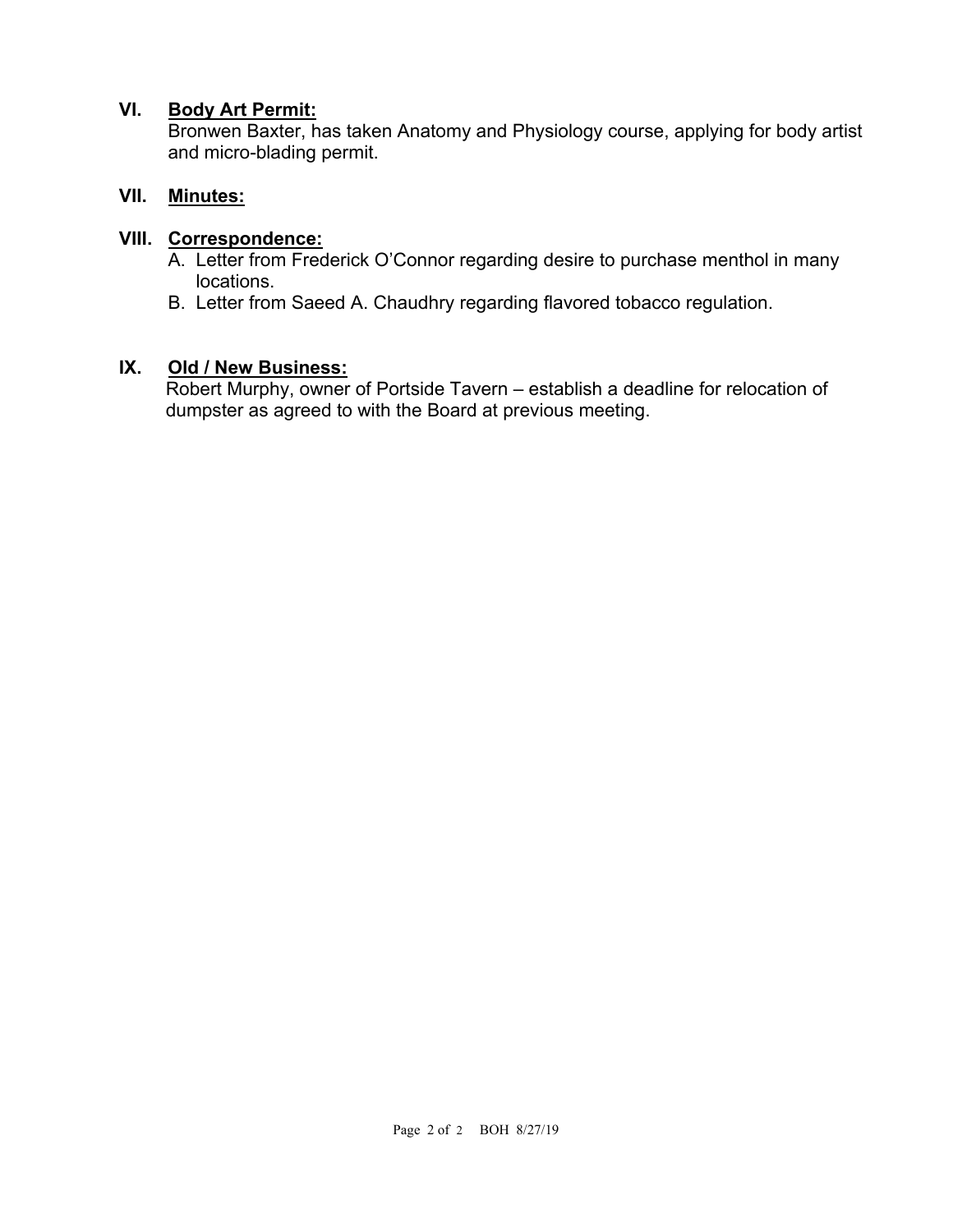## VI. Body Art Permit:

Bronwen Baxter, has taken Anatomy and Physiology course, applying for body artist and micro-blading permit.

## VII. Minutes:

## VIII. Correspondence:

A. Letter from Frederick O'Connor regarding desire to purchase menthol in many locations.
B. Letter from Saeed A. Chaudhry regarding flavored tobacco regulation.

## IX. Old / New Business:

Robert Murphy, owner of Portside Tavern – establish a deadline for relocation of dumpster as agreed to with the Board at previous meeting.